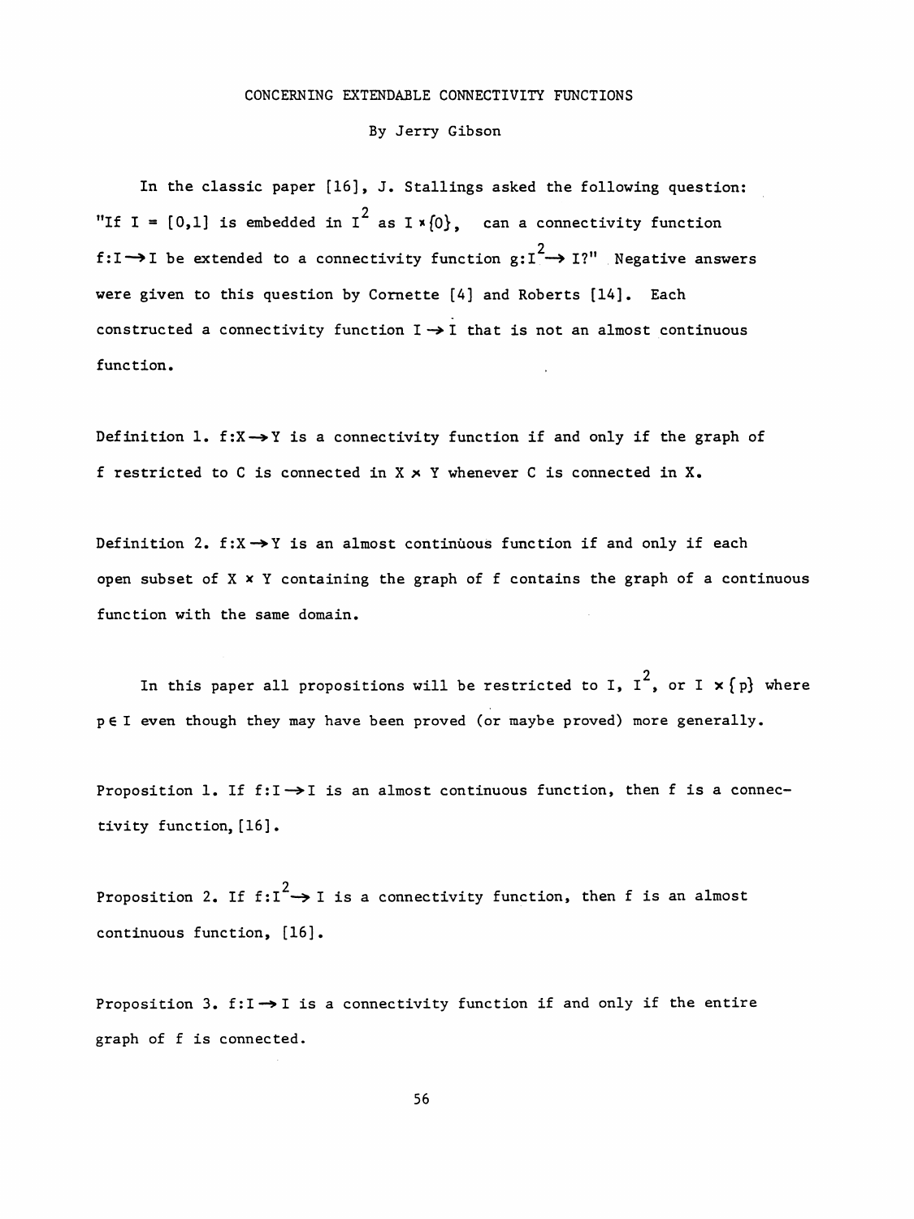# CONCERNING EXTENDABLE CONNECTIVITY FUNCTIONS

By Jerry Gibson

In the classic paper [16], J. Stallings asked the following question: "If $I = [0,1]$ is embedded in $I^2$ as $I \times \{0\}$, can a connectivity function $f: I \to I$ be extended to a connectivity function $g: I^2 \to I$?" Negative answers were given to this question by Cornette [4] and Roberts [14]. Each constructed a connectivity function $I \to I$ that is not an almost continuous function.

Definition 1. $f: X \to Y$ is a connectivity function if and only if the graph of $f$ restricted to $C$ is connected in $X \times Y$ whenever $C$ is connected in $X$.

Definition 2. $f: X \to Y$ is an almost continuous function if and only if each open subset of $X \times Y$ containing the graph of $f$ contains the graph of a continuous function with the same domain.

In this paper all propositions will be restricted to $I$, $I^2$, or $I \times \{p\}$ where $p \in I$ even though they may have been proved (or maybe proved) more generally.

Proposition 1. If $f: I \to I$ is an almost continuous function, then $f$ is a connectivity function, [16].

Proposition 2. If $f: I^2 \to I$ is a connectivity function, then $f$ is an almost continuous function, [16].

Proposition 3. $f: I \to I$ is a connectivity function if and only if the entire graph of $f$ is connected.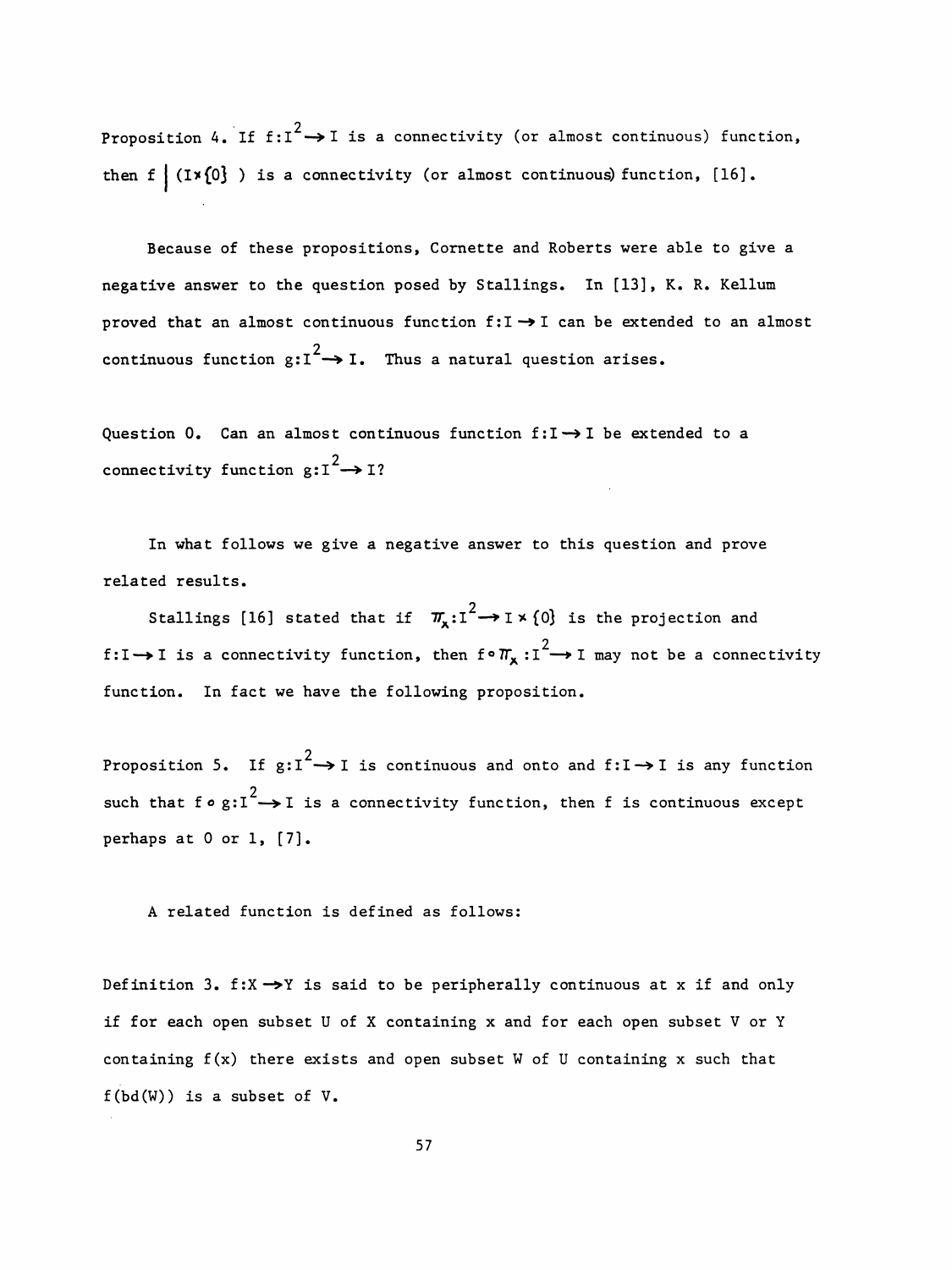Proposition 4. If $f:I^2 \to I$ is a connectivity (or almost continuous) function, then $f \mid (I \times \{0\})$ is a connectivity (or almost continuous) function, [16].

Because of these propositions, Cornette and Roberts were able to give a negative answer to the question posed by Stallings. In [13], K. R. Kellum proved that an almost continuous function $f:I \to I$ can be extended to an almost continuous function $g:I^2 \to I$. Thus a natural question arises.

Question 0. Can an almost continuous function $f:I \to I$ be extended to a connectivity function $g:I^2 \to I$?

In what follows we give a negative answer to this question and prove related results.

Stallings [16] stated that if $\pi_x:I^2 \to I \times \{0\}$ is the projection and $f:I \to I$ is a connectivity function, then $f \circ \pi_x : I^2 \to I$ may not be a connectivity function. In fact we have the following proposition.

Proposition 5. If $g:I^2 \to I$ is continuous and onto and $f:I \to I$ is any function such that $f \circ g:I^2 \to I$ is a connectivity function, then $f$ is continuous except perhaps at 0 or 1, [7].

A related function is defined as follows:

Definition 3. $f:X \to Y$ is said to be peripherally continuous at $x$ if and only if for each open subset $U$ of $X$ containing $x$ and for each open subset $V$ or $Y$ containing $f(x)$ there exists and open subset $W$ of $U$ containing $x$ such that $f(\text{bd}(W))$ is a subset of $V$.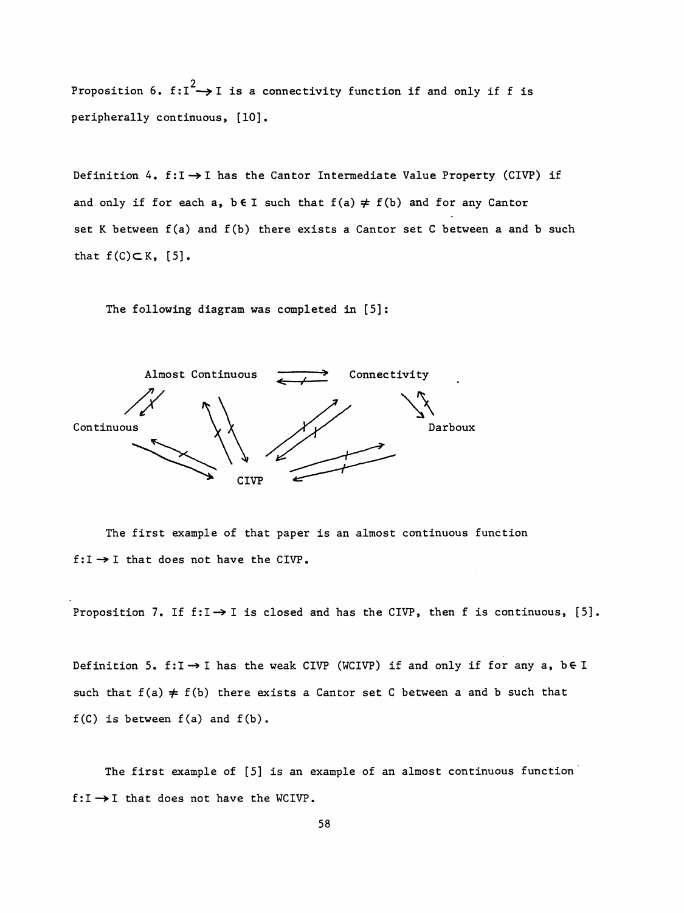Proposition 6. $f: I^2 \to I$ is a connectivity function if and only if f is peripherally continuous, [10].

Definition 4. $f: I \to I$ has the Cantor Intermediate Value Property (CIVP) if and only if for each $a, b \in I$ such that $f(a) \neq f(b)$ and for any Cantor set K between $f(a)$ and $f(b)$ there exists a Cantor set C between a and b such that $f(C) \subset K$, [5].

The following diagram was completed in [5]:

Almost Continuous ⇄ Connectivity

Continuous

Darboux

CIVP

The first example of that paper is an almost continuous function $f: I \to I$ that does not have the CIVP.

Proposition 7. If $f: I \to I$ is closed and has the CIVP, then f is continuous, [5].

Definition 5. $f: I \to I$ has the weak CIVP (WCIVP) if and only if for any $a, b \in I$ such that $f(a) \neq f(b)$ there exists a Cantor set C between a and b such that $f(C)$ is between $f(a)$ and $f(b)$.

The first example of [5] is an example of an almost continuous function $f: I \to I$ that does not have the WCIVP.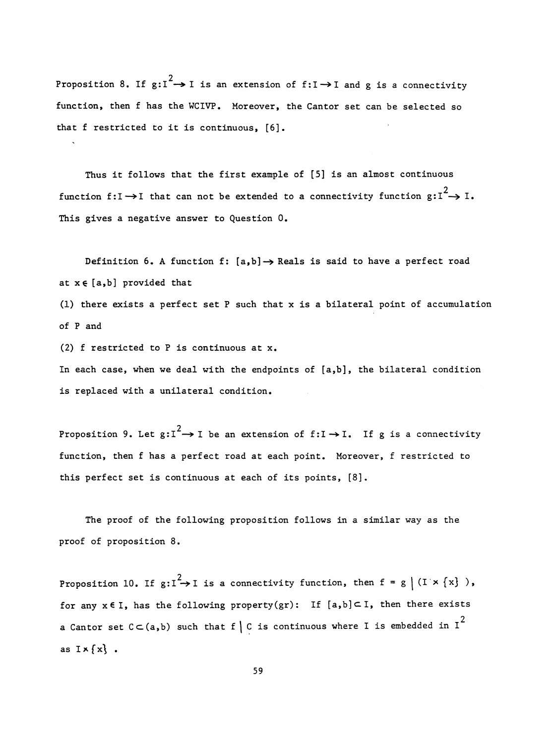Proposition 8. If $g:I^2 \to I$ is an extension of $f:I \to I$ and $g$ is a connectivity function, then $f$ has the WCIVP. Moreover, the Cantor set can be selected so that $f$ restricted to it is continuous, [6].

Thus it follows that the first example of [5] is an almost continuous function $f:I \to I$ that can not be extended to a connectivity function $g:I^2 \to I$. This gives a negative answer to Question 0.

Definition 6. A function $f: [a,b] \to$ Reals is said to have a perfect road at $x \in [a,b]$ provided that

(1) there exists a perfect set $P$ such that $x$ is a bilateral point of accumulation of $P$ and

(2) $f$ restricted to $P$ is continuous at $x$.

In each case, when we deal with the endpoints of $[a,b]$, the bilateral condition is replaced with a unilateral condition.

Proposition 9. Let $g:I^2 \to I$ be an extension of $f:I \to I$. If $g$ is a connectivity function, then $f$ has a perfect road at each point. Moreover, $f$ restricted to this perfect set is continuous at each of its points, [8].

The proof of the following proposition follows in a similar way as the proof of proposition 8.

Proposition 10. If $g:I^2 \to I$ is a connectivity function, then $f = g \mid (I \times \{x\})$, for any $x \in I$, has the following property(gr): If $[a,b] \subset I$, then there exists a Cantor set $C \subset (a,b)$ such that $f \mid C$ is continuous where $I$ is embedded in $I^2$ as $I \times \{x\}$.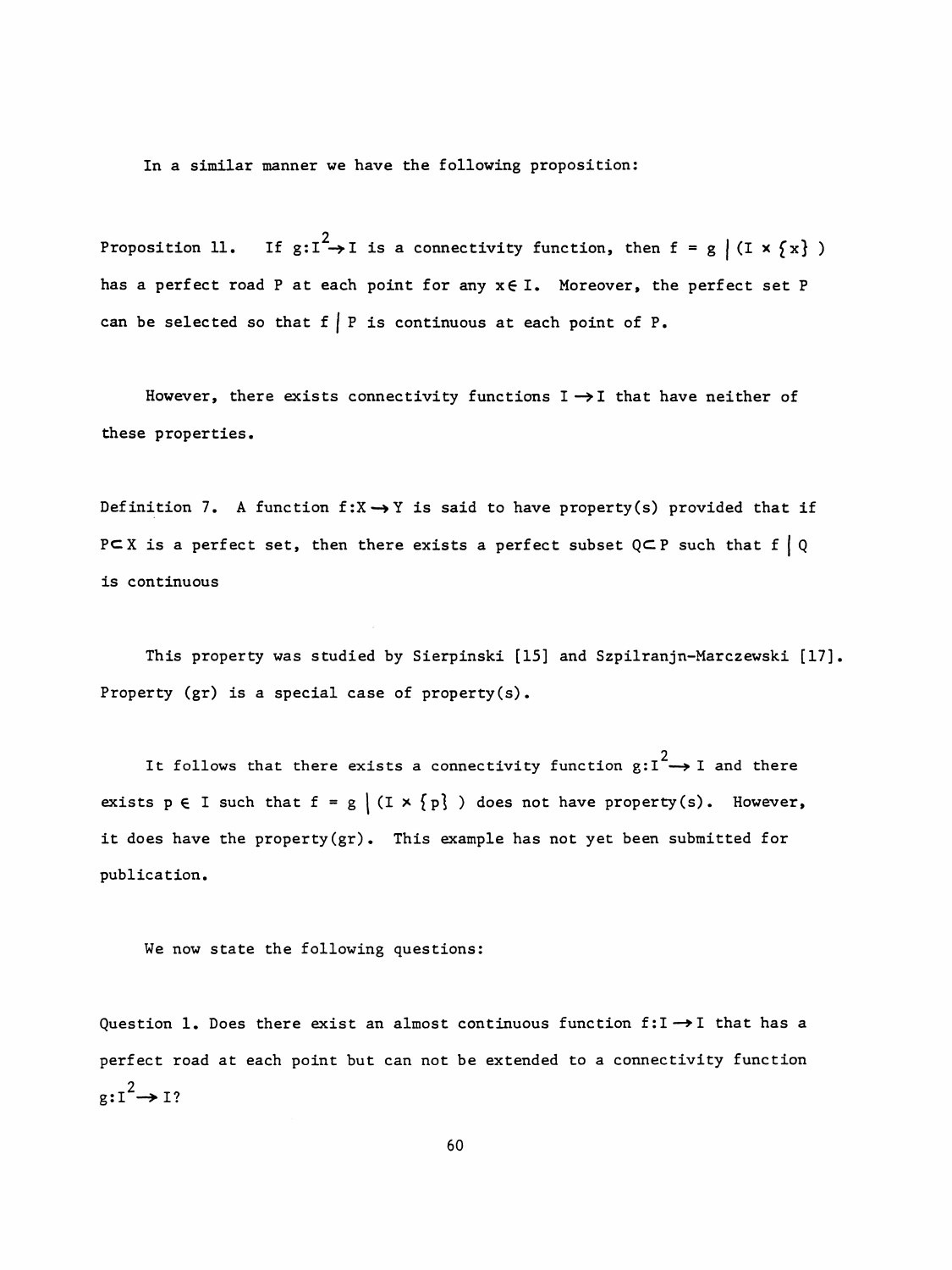In a similar manner we have the following proposition:

Proposition 11. If $g: I^2 \to I$ is a connectivity function, then $f = g \mid (I \times \{x\})$ has a perfect road P at each point for any $x \in I$. Moreover, the perfect set P can be selected so that $f \mid P$ is continuous at each point of P.

However, there exists connectivity functions $I \to I$ that have neither of these properties.

Definition 7. A function $f: X \to Y$ is said to have property(s) provided that if $P \subset X$ is a perfect set, then there exists a perfect subset $Q \subset P$ such that $f \mid Q$ is continuous

This property was studied by Sierpinski [15] and Szpilranjn-Marczewski [17]. Property (gr) is a special case of property(s).

It follows that there exists a connectivity function $g: I^2 \to I$ and there exists $p \in I$ such that $f = g \mid (I \times \{p\})$ does not have property(s). However, it does have the property(gr). This example has not yet been submitted for publication.

We now state the following questions:

Question 1. Does there exist an almost continuous function $f: I \to I$ that has a perfect road at each point but can not be extended to a connectivity function $g: I^2 \to I$?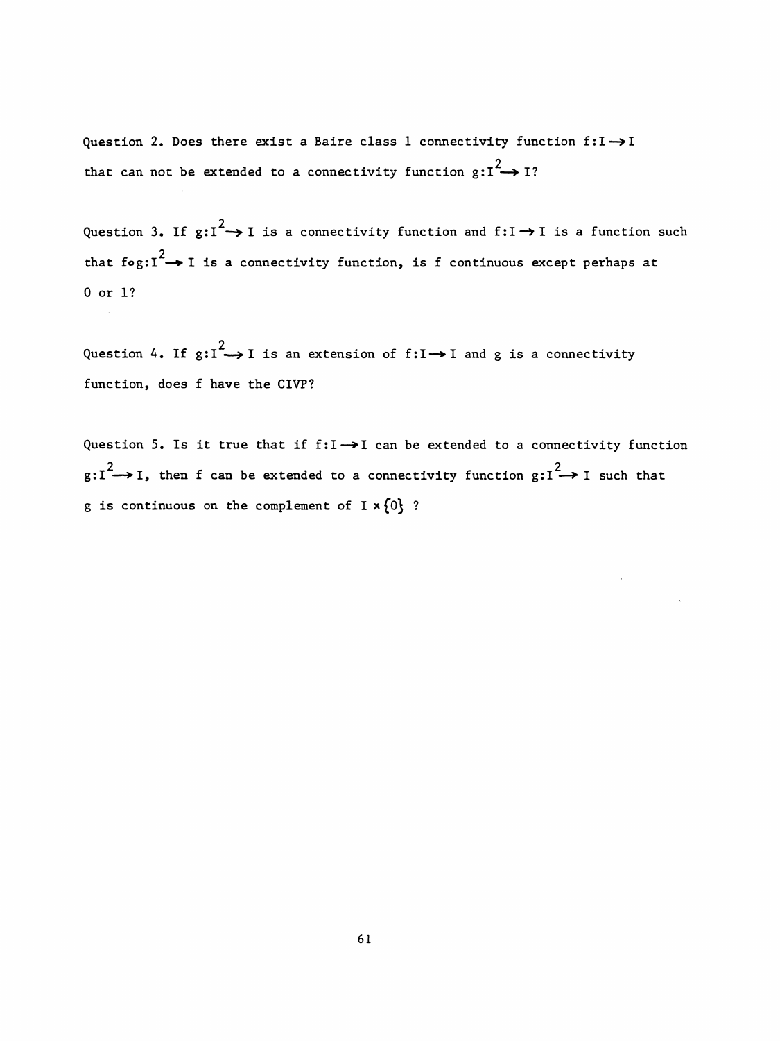Question 2. Does there exist a Baire class 1 connectivity function $f:I \rightarrow I$ that can not be extended to a connectivity function $g:I^2 \rightarrow I$?

Question 3. If $g:I^2 \rightarrow I$ is a connectivity function and $f:I \rightarrow I$ is a function such that $f \circ g:I^2 \rightarrow I$ is a connectivity function, is $f$ continuous except perhaps at 0 or 1?

Question 4. If $g:I^2 \rightarrow I$ is an extension of $f:I \rightarrow I$ and $g$ is a connectivity function, does $f$ have the CIVP?

Question 5. Is it true that if $f:I \rightarrow I$ can be extended to a connectivity function $g:I^2 \rightarrow I$, then $f$ can be extended to a connectivity function $g:I^2 \rightarrow I$ such that $g$ is continuous on the complement of $I \times \{0\}$ ?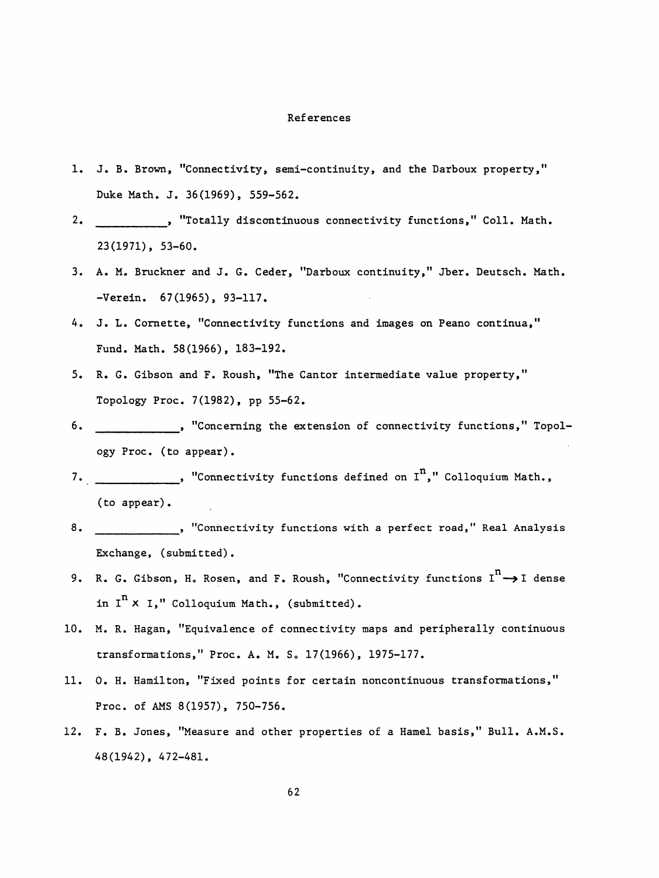## References

1. J. B. Brown, "Connectivity, semi-continuity, and the Darboux property," Duke Math. J. 36(1969), 559-562.
2. __________, "Totally discontinuous connectivity functions," Coll. Math. 23(1971), 53-60.
3. A. M. Bruckner and J. G. Ceder, "Darboux continuity," Jber. Deutsch. Math. -Verein. 67(1965), 93-117.
4. J. L. Cornette, "Connectivity functions and images on Peano continua," Fund. Math. 58(1966), 183-192.
5. R. G. Gibson and F. Roush, "The Cantor intermediate value property," Topology Proc. 7(1982), pp 55-62.
6. ____________, "Concerning the extension of connectivity functions," Topology Proc. (to appear).
7. ____________, "Connectivity functions defined on $I^n$," Colloquium Math., (to appear).
8. ____________, "Connectivity functions with a perfect road," Real Analysis Exchange, (submitted).
9. R. G. Gibson, H. Rosen, and F. Roush, "Connectivity functions $I^n \rightarrow I$ dense in $I^n \times I$," Colloquium Math., (submitted).
10. M. R. Hagan, "Equivalence of connectivity maps and peripherally continuous transformations," Proc. A. M. S. 17(1966), 1975-177.
11. O. H. Hamilton, "Fixed points for certain noncontinuous transformations," Proc. of AMS 8(1957), 750-756.
12. F. B. Jones, "Measure and other properties of a Hamel basis," Bull. A.M.S. 48(1942), 472-481.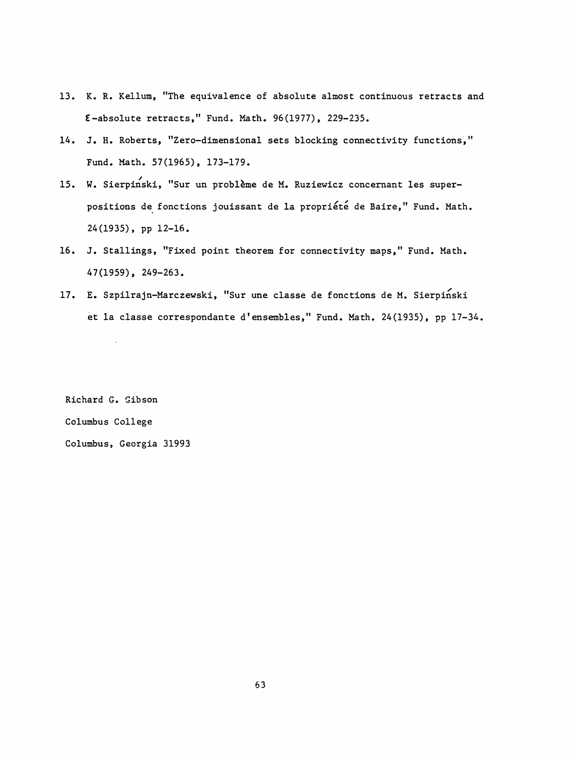13. K. R. Kellum, "The equivalence of absolute almost continuous retracts and $\varepsilon$-absolute retracts," Fund. Math. 96(1977), 229-235.
14. J. H. Roberts, "Zero-dimensional sets blocking connectivity functions," Fund. Math. 57(1965), 173-179.
15. W. Sierpiński, "Sur un problème de M. Ruziewicz concernant les superpositions de fonctions jouissant de la propriété de Baire," Fund. Math. 24(1935), pp 12-16.
16. J. Stallings, "Fixed point theorem for connectivity maps," Fund. Math. 47(1959), 249-263.
17. E. Szpilrajn-Marczewski, "Sur une classe de fonctions de M. Sierpiński et la classe correspondante d'ensembles," Fund. Math. 24(1935), pp 17-34.

Richard G. Gibson
Columbus College
Columbus, Georgia 31993